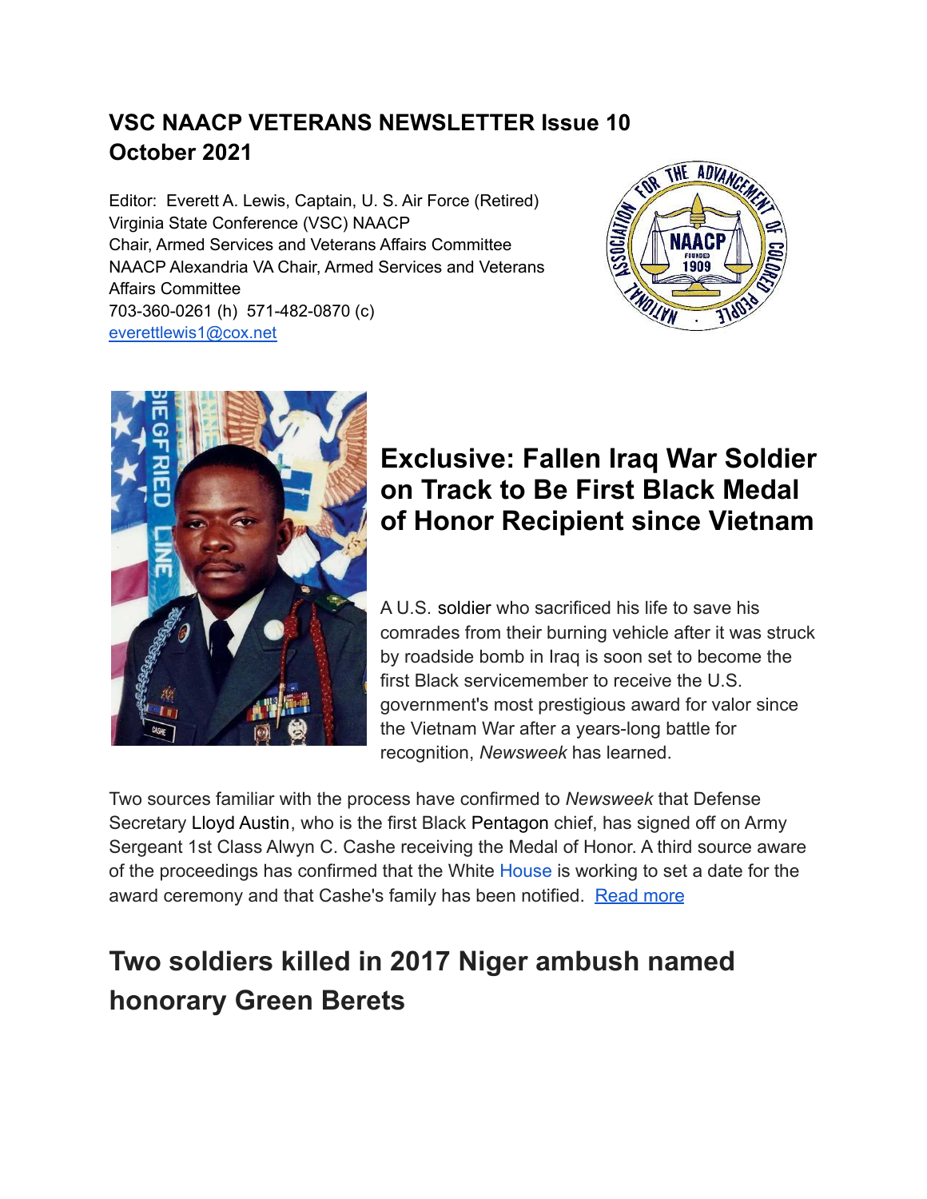# VSC NAACP VETERANS NEWSLETTER Issue 10
# October 2021

Editor: Everett A. Lewis, Captain, U. S. Air Force (Retired)
Virginia State Conference (VSC) NAACP
Chair, Armed Services and Veterans Affairs Committee
NAACP Alexandria VA Chair, Armed Services and Veterans Affairs Committee
703-360-0261 (h) 571-482-0870 (c)
everettlewis1@cox.net

## Exclusive: Fallen Iraq War Soldier on Track to Be First Black Medal of Honor Recipient since Vietnam

A U.S. soldier who sacrificed his life to save his comrades from their burning vehicle after it was struck by roadside bomb in Iraq is soon set to become the first Black servicemember to receive the U.S. government's most prestigious award for valor since the Vietnam War after a years-long battle for recognition, *Newsweek* has learned.

Two sources familiar with the process have confirmed to *Newsweek* that Defense Secretary Lloyd Austin, who is the first Black Pentagon chief, has signed off on Army Sergeant 1st Class Alwyn C. Cashe receiving the Medal of Honor. A third source aware of the proceedings has confirmed that the White House is working to set a date for the award ceremony and that Cashe's family has been notified. Read more

## Two soldiers killed in 2017 Niger ambush named honorary Green Berets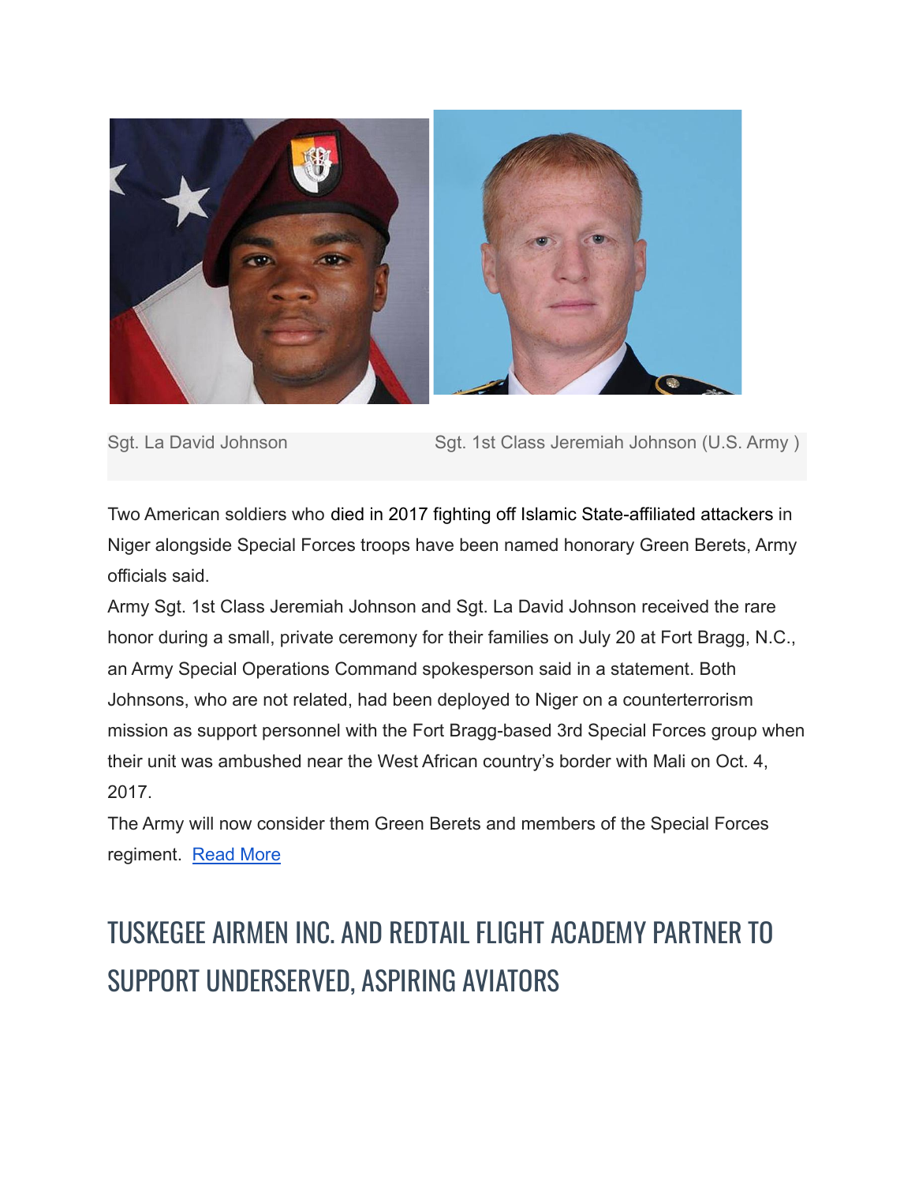Sgt. La David Johnson | Sgt. 1st Class Jeremiah Johnson (U.S. Army )

Two American soldiers who died in 2017 fighting off Islamic State-affiliated attackers in Niger alongside Special Forces troops have been named honorary Green Berets, Army officials said.

Army Sgt. 1st Class Jeremiah Johnson and Sgt. La David Johnson received the rare honor during a small, private ceremony for their families on July 20 at Fort Bragg, N.C., an Army Special Operations Command spokesperson said in a statement. Both Johnsons, who are not related, had been deployed to Niger on a counterterrorism mission as support personnel with the Fort Bragg-based 3rd Special Forces group when their unit was ambushed near the West African country's border with Mali on Oct. 4, 2017.

The Army will now consider them Green Berets and members of the Special Forces regiment. Read More

## TUSKEGEE AIRMEN INC. AND REDTAIL FLIGHT ACADEMY PARTNER TO SUPPORT UNDERSERVED, ASPIRING AVIATORS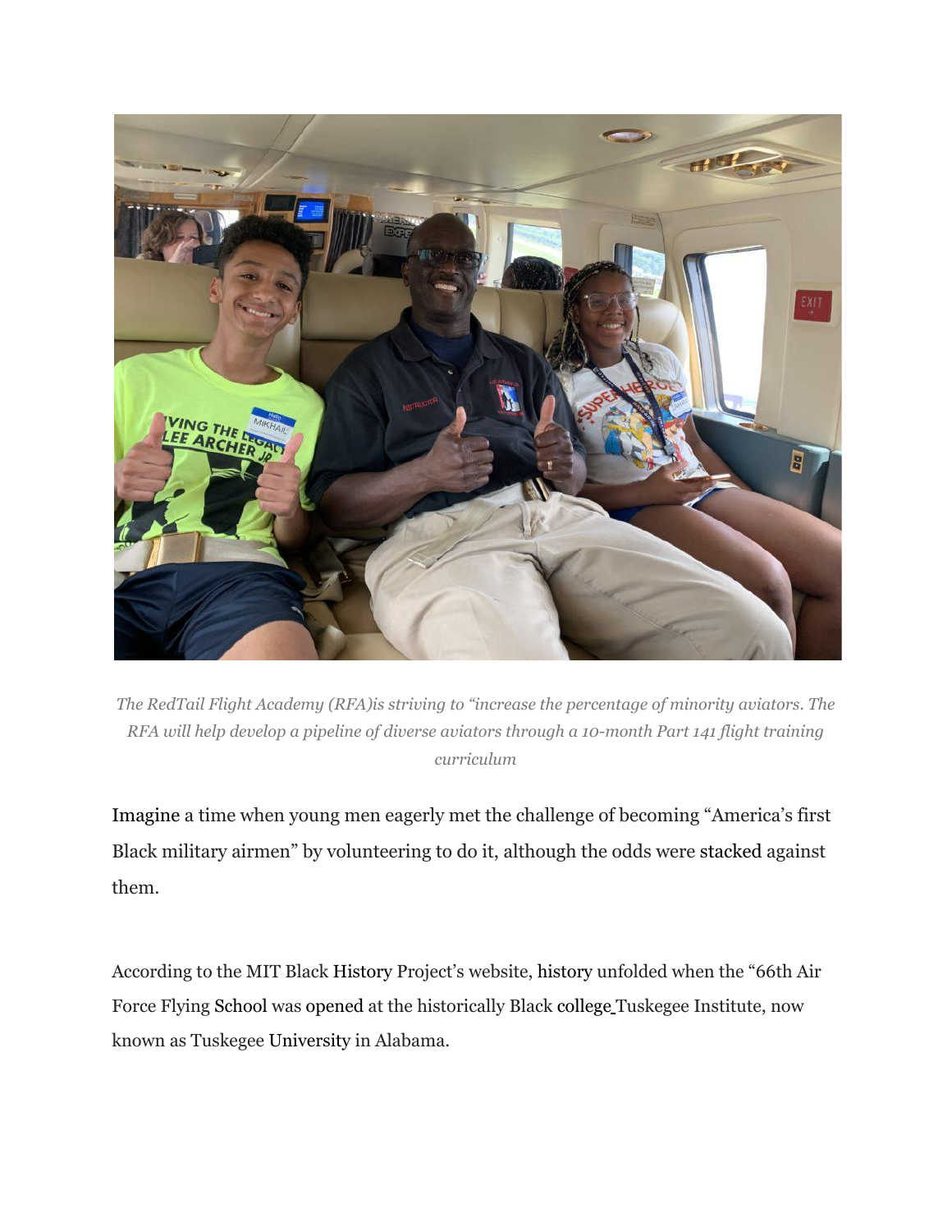*The RedTail Flight Academy (RFA)is striving to "increase the percentage of minority aviators. The RFA will help develop a pipeline of diverse aviators through a 10-month Part 141 flight training curriculum*

Imagine a time when young men eagerly met the challenge of becoming "America's first Black military airmen" by volunteering to do it, although the odds were stacked against them.

According to the MIT Black History Project's website, history unfolded when the "66th Air Force Flying School was opened at the historically Black college Tuskegee Institute, now known as Tuskegee University in Alabama.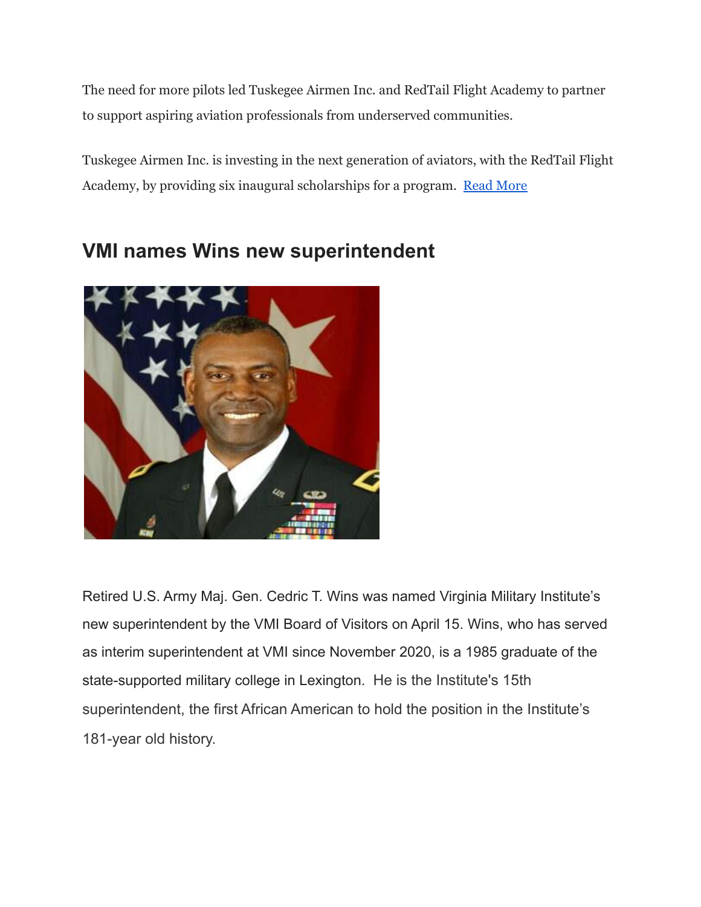The need for more pilots led Tuskegee Airmen Inc. and RedTail Flight Academy to partner to support aspiring aviation professionals from underserved communities.

Tuskegee Airmen Inc. is investing in the next generation of aviators, with the RedTail Flight Academy, by providing six inaugural scholarships for a program. Read More

## VMI names Wins new superintendent

Retired U.S. Army Maj. Gen. Cedric T. Wins was named Virginia Military Institute's new superintendent by the VMI Board of Visitors on April 15. Wins, who has served as interim superintendent at VMI since November 2020, is a 1985 graduate of the state-supported military college in Lexington. He is the Institute's 15th superintendent, the first African American to hold the position in the Institute's 181-year old history.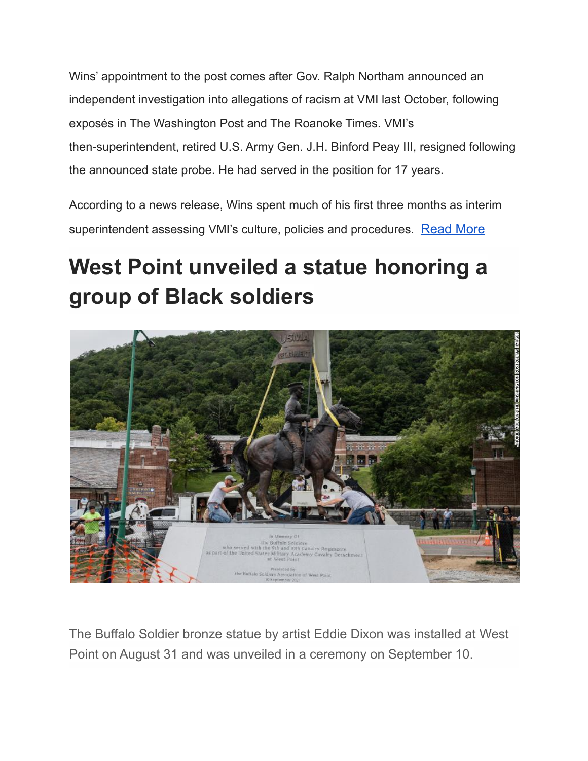Wins' appointment to the post comes after Gov. Ralph Northam announced an independent investigation into allegations of racism at VMI last October, following exposés in The Washington Post and The Roanoke Times. VMI's then-superintendent, retired U.S. Army Gen. J.H. Binford Peay III, resigned following the announced state probe. He had served in the position for 17 years.

According to a news release, Wins spent much of his first three months as interim superintendent assessing VMI's culture, policies and procedures. Read More

# West Point unveiled a statue honoring a group of Black soldiers

The Buffalo Soldier bronze statue by artist Eddie Dixon was installed at West Point on August 31 and was unveiled in a ceremony on September 10.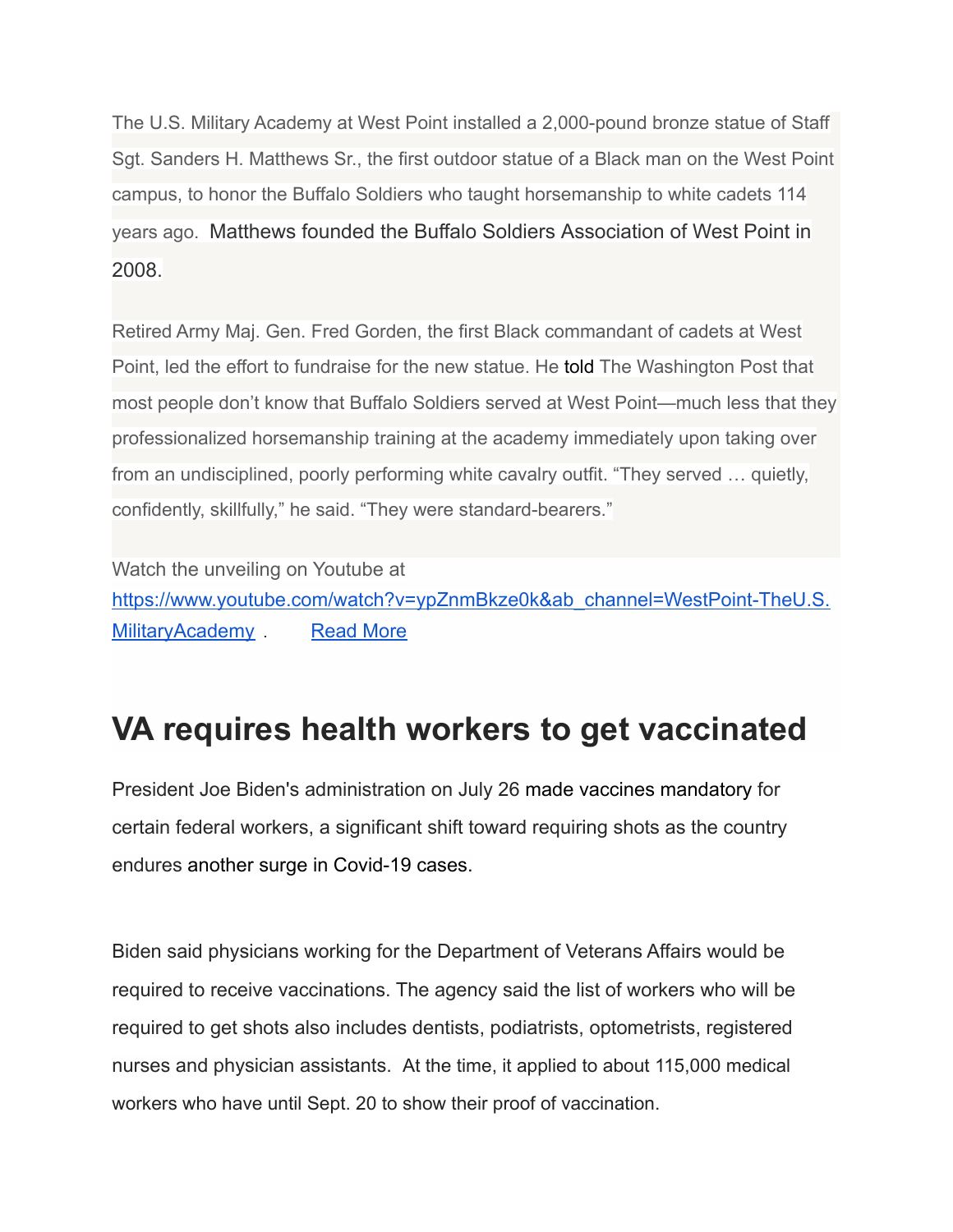The U.S. Military Academy at West Point installed a 2,000-pound bronze statue of Staff Sgt. Sanders H. Matthews Sr., the first outdoor statue of a Black man on the West Point campus, to honor the Buffalo Soldiers who taught horsemanship to white cadets 114 years ago. Matthews founded the Buffalo Soldiers Association of West Point in 2008.

Retired Army Maj. Gen. Fred Gorden, the first Black commandant of cadets at West Point, led the effort to fundraise for the new statue. He told The Washington Post that most people don't know that Buffalo Soldiers served at West Point—much less that they professionalized horsemanship training at the academy immediately upon taking over from an undisciplined, poorly performing white cavalry outfit. "They served … quietly, confidently, skillfully," he said. "They were standard-bearers."

Watch the unveiling on Youtube at [https://www.youtube.com/watch?v=ypZnmBkze0k&ab_channel=WestPoint-TheU.S.MilitaryAcademy](https://www.youtube.com/watch?v=ypZnmBkze0k&ab_channel=WestPoint-TheU.S.MilitaryAcademy) . Read More

# VA requires health workers to get vaccinated

President Joe Biden's administration on July 26 made vaccines mandatory for certain federal workers, a significant shift toward requiring shots as the country endures another surge in Covid-19 cases.

Biden said physicians working for the Department of Veterans Affairs would be required to receive vaccinations. The agency said the list of workers who will be required to get shots also includes dentists, podiatrists, optometrists, registered nurses and physician assistants. At the time, it applied to about 115,000 medical workers who have until Sept. 20 to show their proof of vaccination.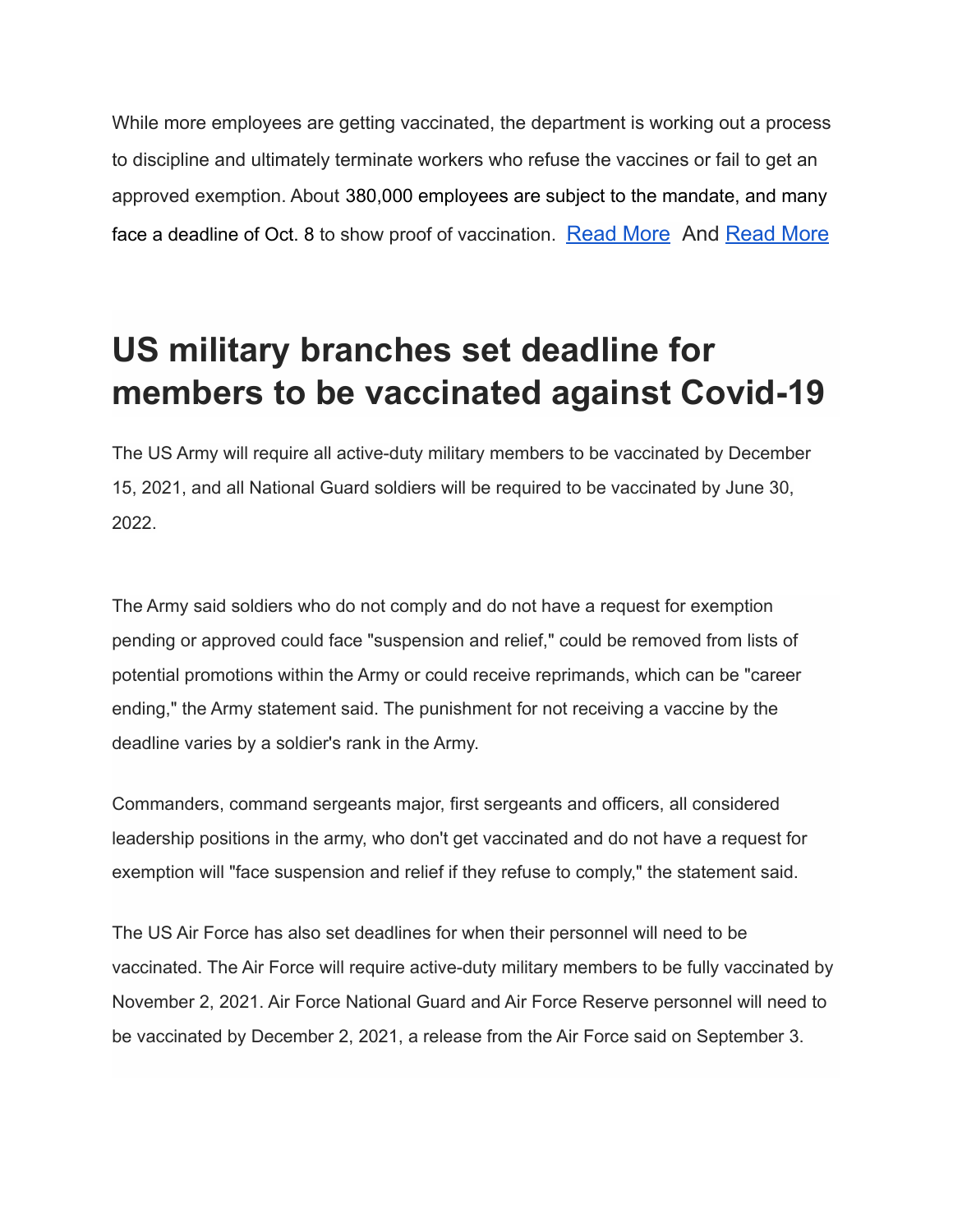While more employees are getting vaccinated, the department is working out a process to discipline and ultimately terminate workers who refuse the vaccines or fail to get an approved exemption. About 380,000 employees are subject to the mandate, and many face a deadline of Oct. 8 to show proof of vaccination. Read More And Read More

# US military branches set deadline for members to be vaccinated against Covid-19

The US Army will require all active-duty military members to be vaccinated by December 15, 2021, and all National Guard soldiers will be required to be vaccinated by June 30, 2022.

The Army said soldiers who do not comply and do not have a request for exemption pending or approved could face "suspension and relief," could be removed from lists of potential promotions within the Army or could receive reprimands, which can be "career ending," the Army statement said. The punishment for not receiving a vaccine by the deadline varies by a soldier's rank in the Army.

Commanders, command sergeants major, first sergeants and officers, all considered leadership positions in the army, who don't get vaccinated and do not have a request for exemption will "face suspension and relief if they refuse to comply," the statement said.

The US Air Force has also set deadlines for when their personnel will need to be vaccinated. The Air Force will require active-duty military members to be fully vaccinated by November 2, 2021. Air Force National Guard and Air Force Reserve personnel will need to be vaccinated by December 2, 2021, a release from the Air Force said on September 3.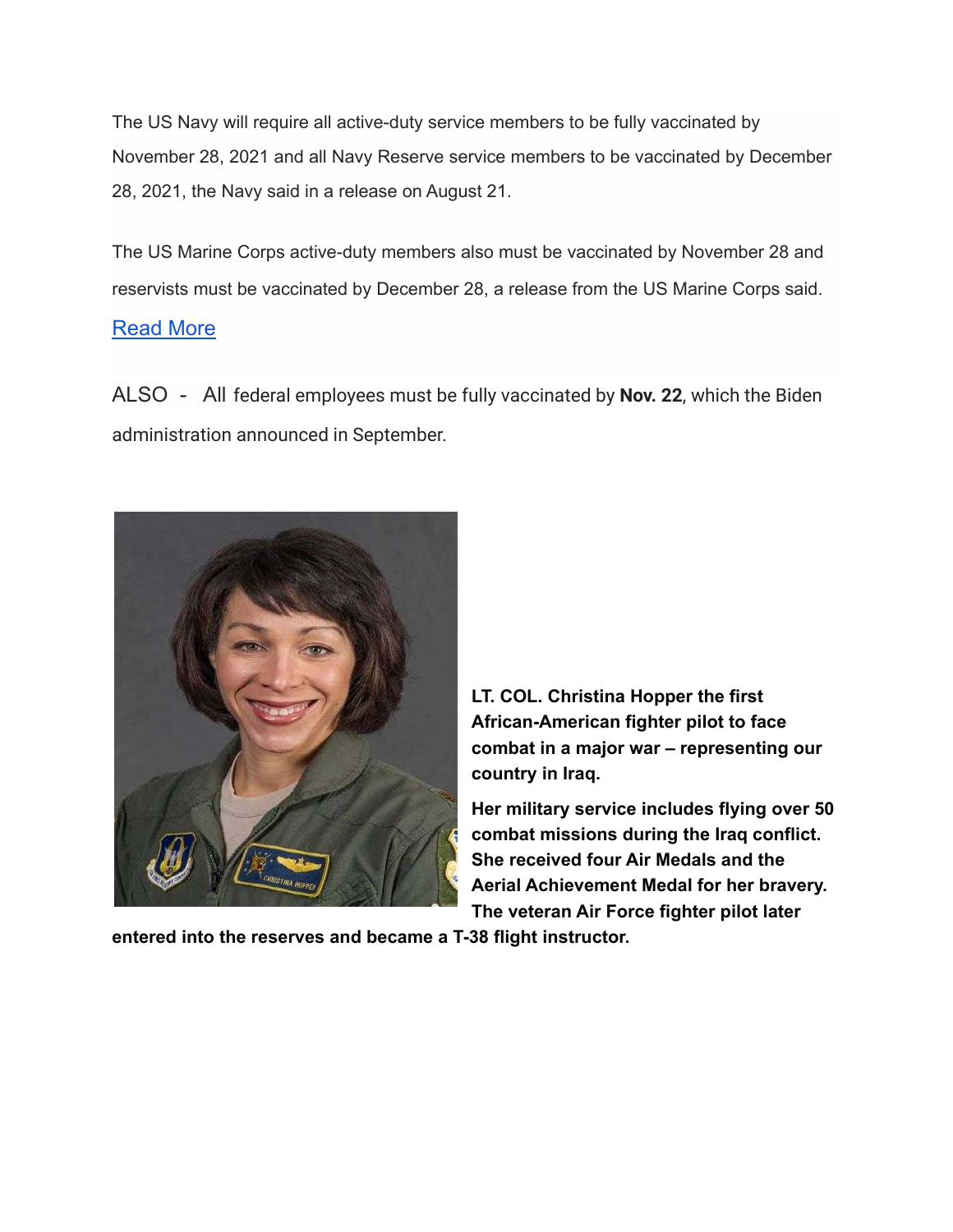The US Navy will require all active-duty service members to be fully vaccinated by November 28, 2021 and all Navy Reserve service members to be vaccinated by December 28, 2021, the Navy said in a release on August 21.

The US Marine Corps active-duty members also must be vaccinated by November 28 and reservists must be vaccinated by December 28, a release from the US Marine Corps said.

[Read More]

ALSO - All federal employees must be fully vaccinated by **Nov. 22**, which the Biden administration announced in September.

**LT. COL. Christina Hopper the first African-American fighter pilot to face combat in a major war – representing our country in Iraq.**

**Her military service includes flying over 50 combat missions during the Iraq conflict. She received four Air Medals and the Aerial Achievement Medal for her bravery. The veteran Air Force fighter pilot later entered into the reserves and became a T-38 flight instructor.**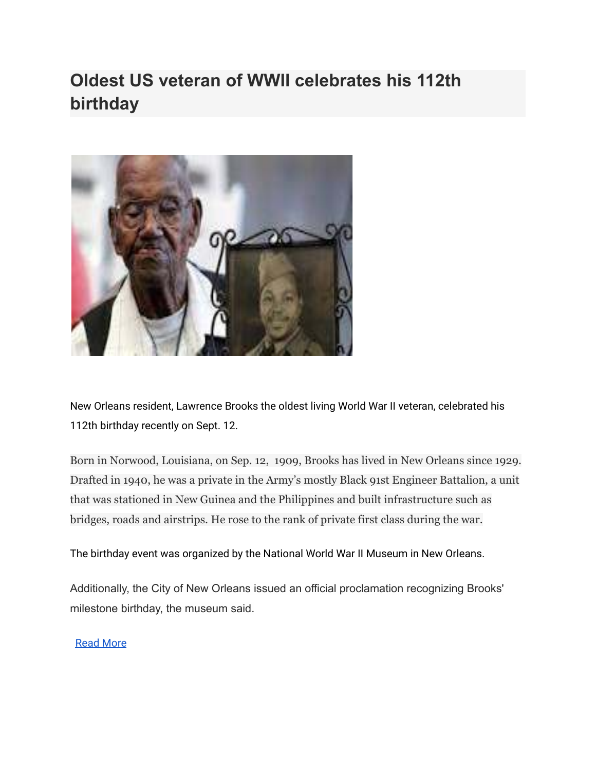# Oldest US veteran of WWII celebrates his 112th birthday

New Orleans resident, Lawrence Brooks the oldest living World War II veteran, celebrated his 112th birthday recently on Sept. 12.

Born in Norwood, Louisiana, on Sep. 12, 1909, Brooks has lived in New Orleans since 1929. Drafted in 1940, he was a private in the Army's mostly Black 91st Engineer Battalion, a unit that was stationed in New Guinea and the Philippines and built infrastructure such as bridges, roads and airstrips. He rose to the rank of private first class during the war.

The birthday event was organized by the National World War II Museum in New Orleans.

Additionally, the City of New Orleans issued an official proclamation recognizing Brooks' milestone birthday, the museum said.

Read More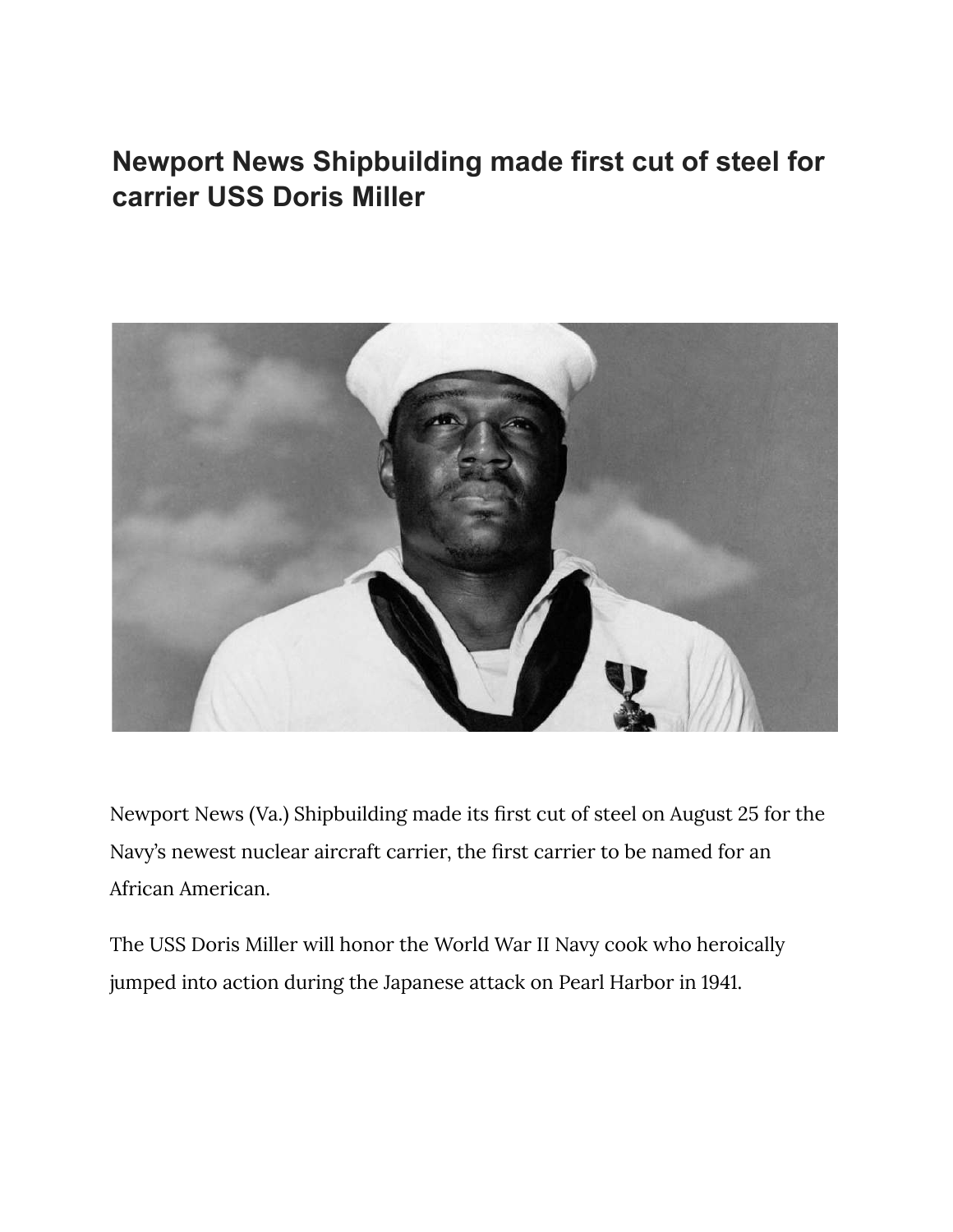## Newport News Shipbuilding made first cut of steel for carrier USS Doris Miller

Newport News (Va.) Shipbuilding made its first cut of steel on August 25 for the Navy's newest nuclear aircraft carrier, the first carrier to be named for an African American.

The USS Doris Miller will honor the World War II Navy cook who heroically jumped into action during the Japanese attack on Pearl Harbor in 1941.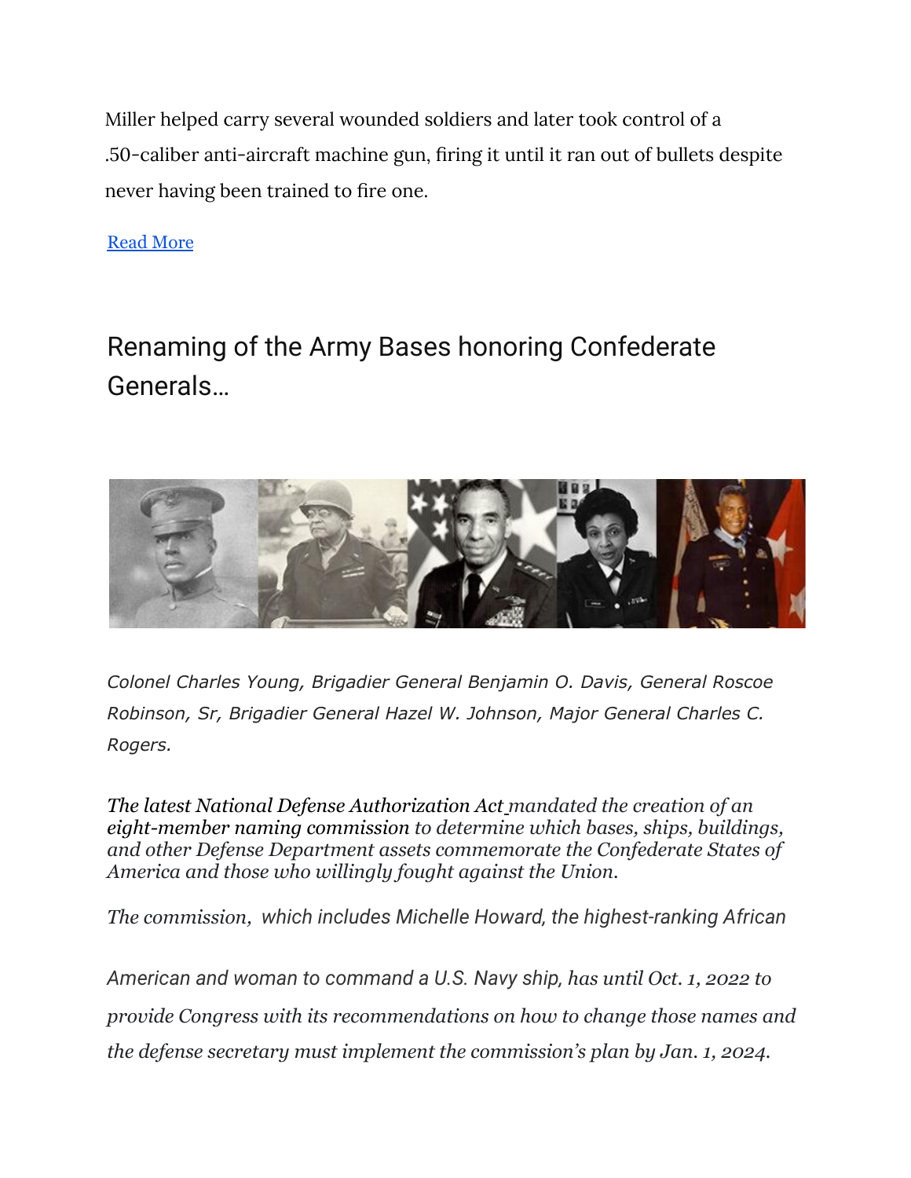Miller helped carry several wounded soldiers and later took control of a .50-caliber anti-aircraft machine gun, firing it until it ran out of bullets despite never having been trained to fire one.

[Read More]

## Renaming of the Army Bases honoring Confederate Generals…

*Colonel Charles Young, Brigadier General Benjamin O. Davis, General Roscoe Robinson, Sr, Brigadier General Hazel W. Johnson, Major General Charles C. Rogers.*

*The latest National Defense Authorization Act mandated the creation of an* ***eight-member naming commission*** *to determine which bases, ships, buildings, and other Defense Department assets commemorate the Confederate States of America and those who willingly fought against the Union.*

*The commission, which includes Michelle Howard, the highest-ranking African American and woman to command a U.S. Navy ship, has until Oct. 1, 2022 to provide Congress with its recommendations on how to change those names and the defense secretary must implement the commission's plan by Jan. 1, 2024.*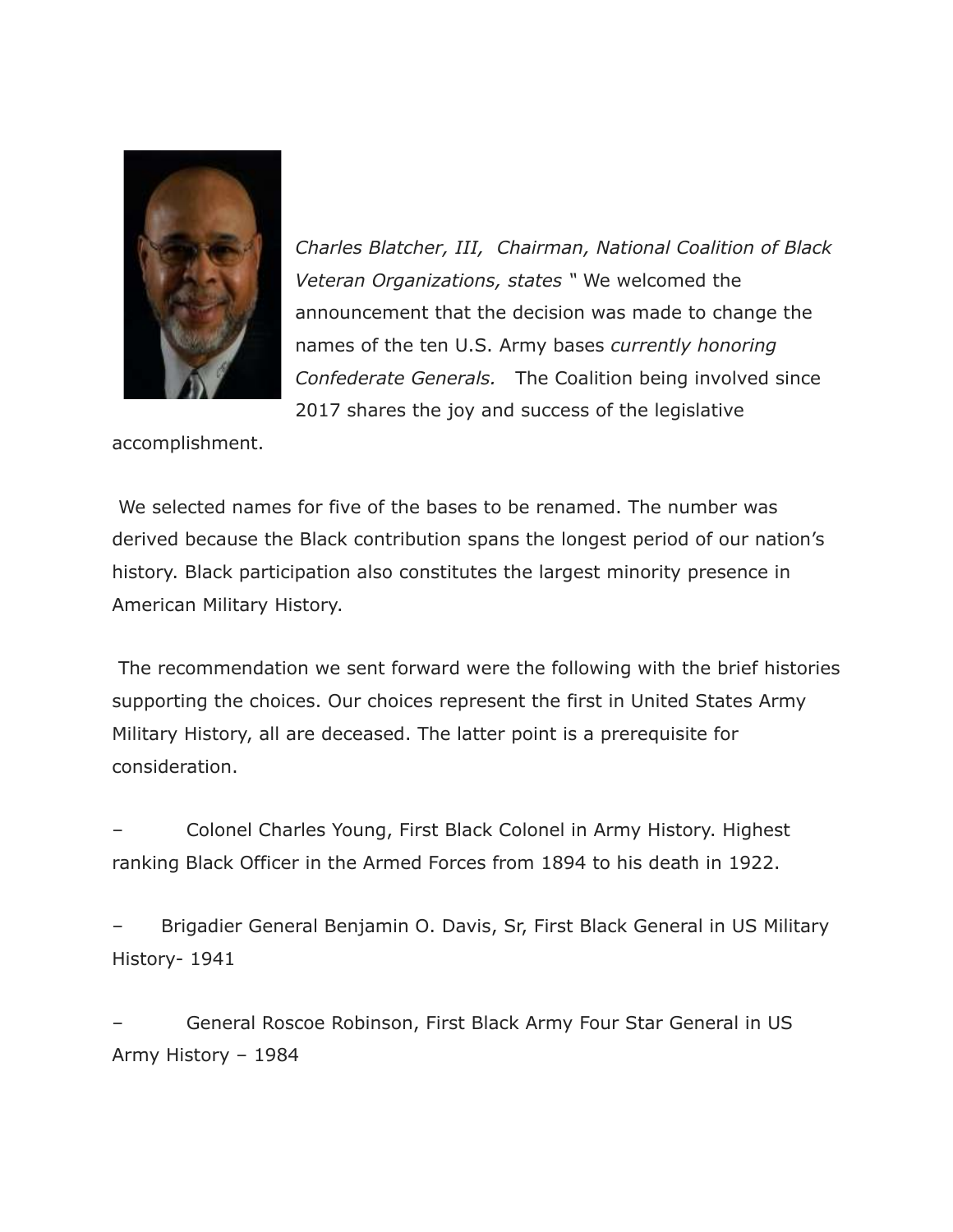*Charles Blatcher, III, Chairman, National Coalition of Black Veteran Organizations, states* " We welcomed the announcement that the decision was made to change the names of the ten U.S. Army bases *currently honoring Confederate Generals.* The Coalition being involved since 2017 shares the joy and success of the legislative accomplishment.

We selected names for five of the bases to be renamed. The number was derived because the Black contribution spans the longest period of our nation's history. Black participation also constitutes the largest minority presence in American Military History.

The recommendation we sent forward were the following with the brief histories supporting the choices. Our choices represent the first in United States Army Military History, all are deceased. The latter point is a prerequisite for consideration.

– Colonel Charles Young, First Black Colonel in Army History. Highest ranking Black Officer in the Armed Forces from 1894 to his death in 1922.

– Brigadier General Benjamin O. Davis, Sr, First Black General in US Military History- 1941

– General Roscoe Robinson, First Black Army Four Star General in US Army History – 1984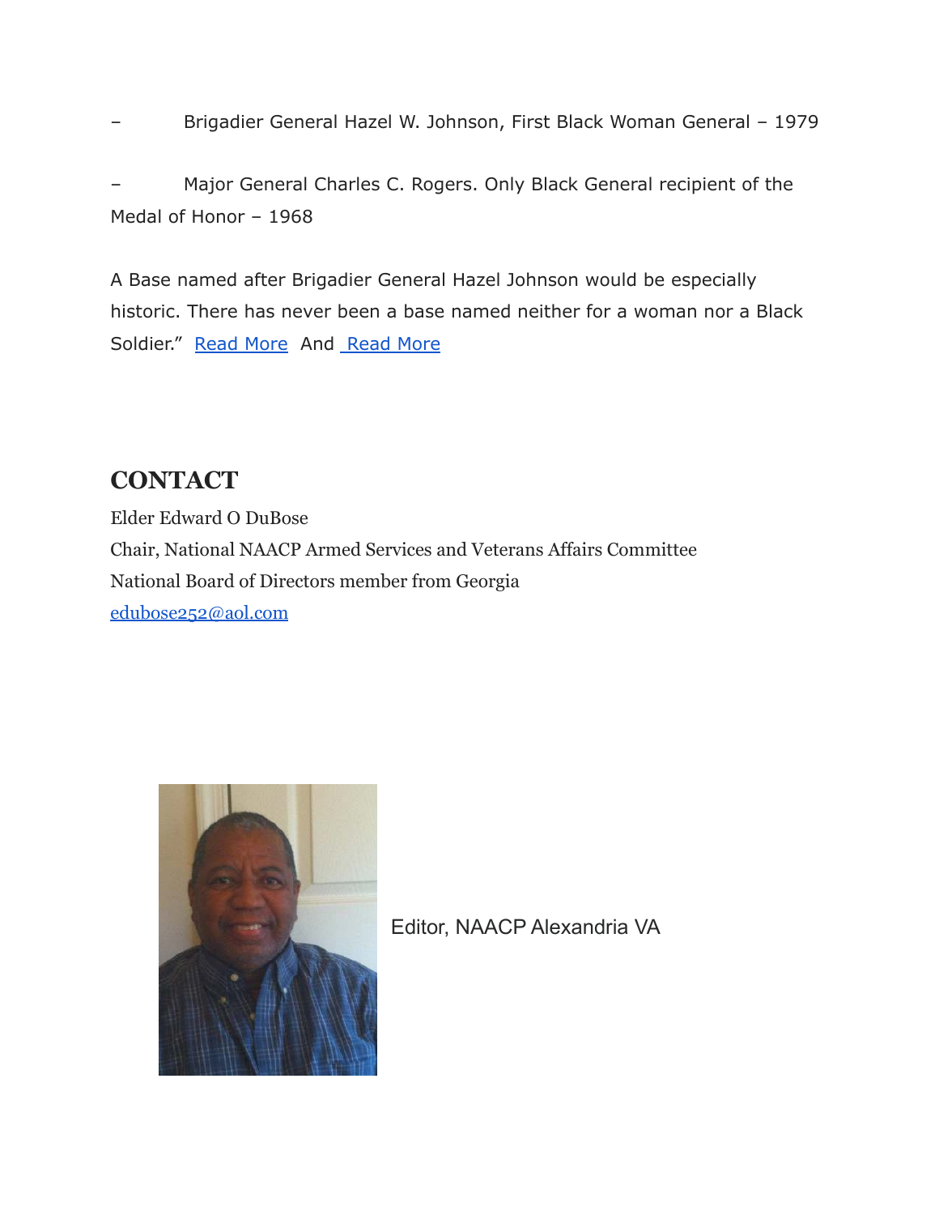– Brigadier General Hazel W. Johnson, First Black Woman General – 1979

– Major General Charles C. Rogers. Only Black General recipient of the Medal of Honor – 1968

A Base named after Brigadier General Hazel Johnson would be especially historic. There has never been a base named neither for a woman nor a Black Soldier." Read More And Read More

## CONTACT

Elder Edward O DuBose
Chair, National NAACP Armed Services and Veterans Affairs Committee
National Board of Directors member from Georgia
edubose252@aol.com

Editor, NAACP Alexandria VA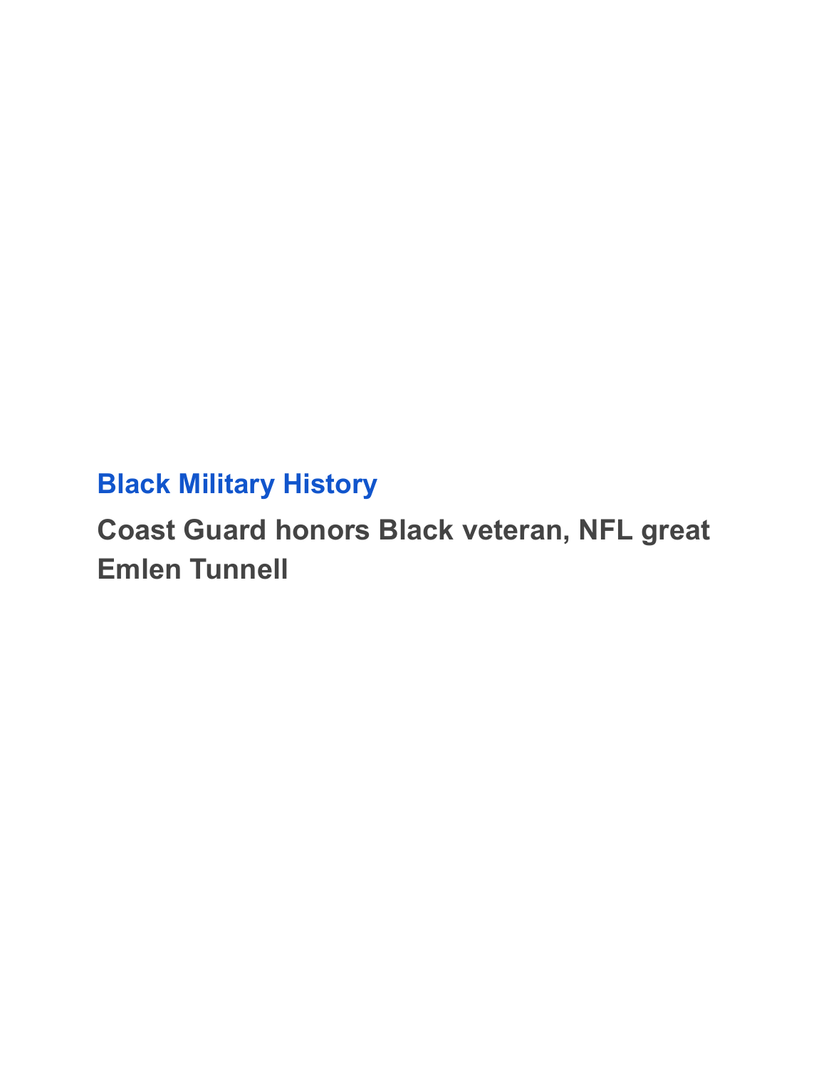**Black Military History**

## Coast Guard honors Black veteran, NFL great Emlen Tunnell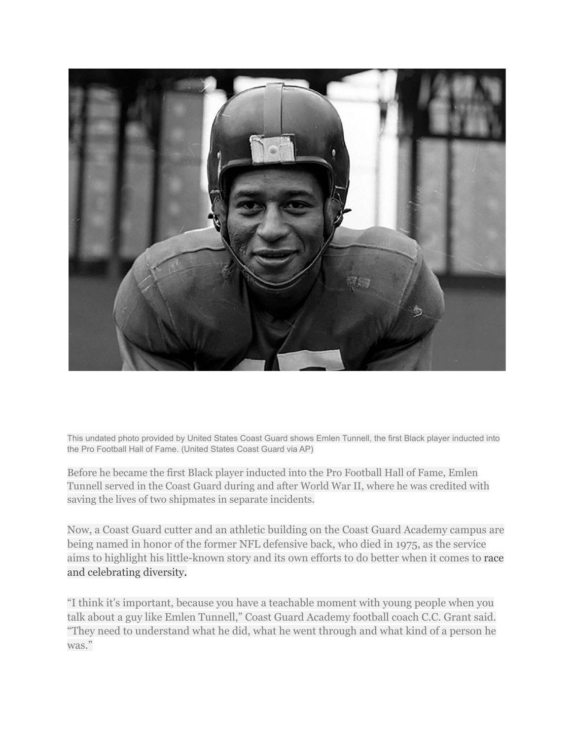This undated photo provided by United States Coast Guard shows Emlen Tunnell, the first Black player inducted into the Pro Football Hall of Fame. (United States Coast Guard via AP)

Before he became the first Black player inducted into the Pro Football Hall of Fame, Emlen Tunnell served in the Coast Guard during and after World War II, where he was credited with saving the lives of two shipmates in separate incidents.

Now, a Coast Guard cutter and an athletic building on the Coast Guard Academy campus are being named in honor of the former NFL defensive back, who died in 1975, as the service aims to highlight his little-known story and its own efforts to do better when it comes to race and celebrating diversity.

"I think it's important, because you have a teachable moment with young people when you talk about a guy like Emlen Tunnell," Coast Guard Academy football coach C.C. Grant said. "They need to understand what he did, what he went through and what kind of a person he was."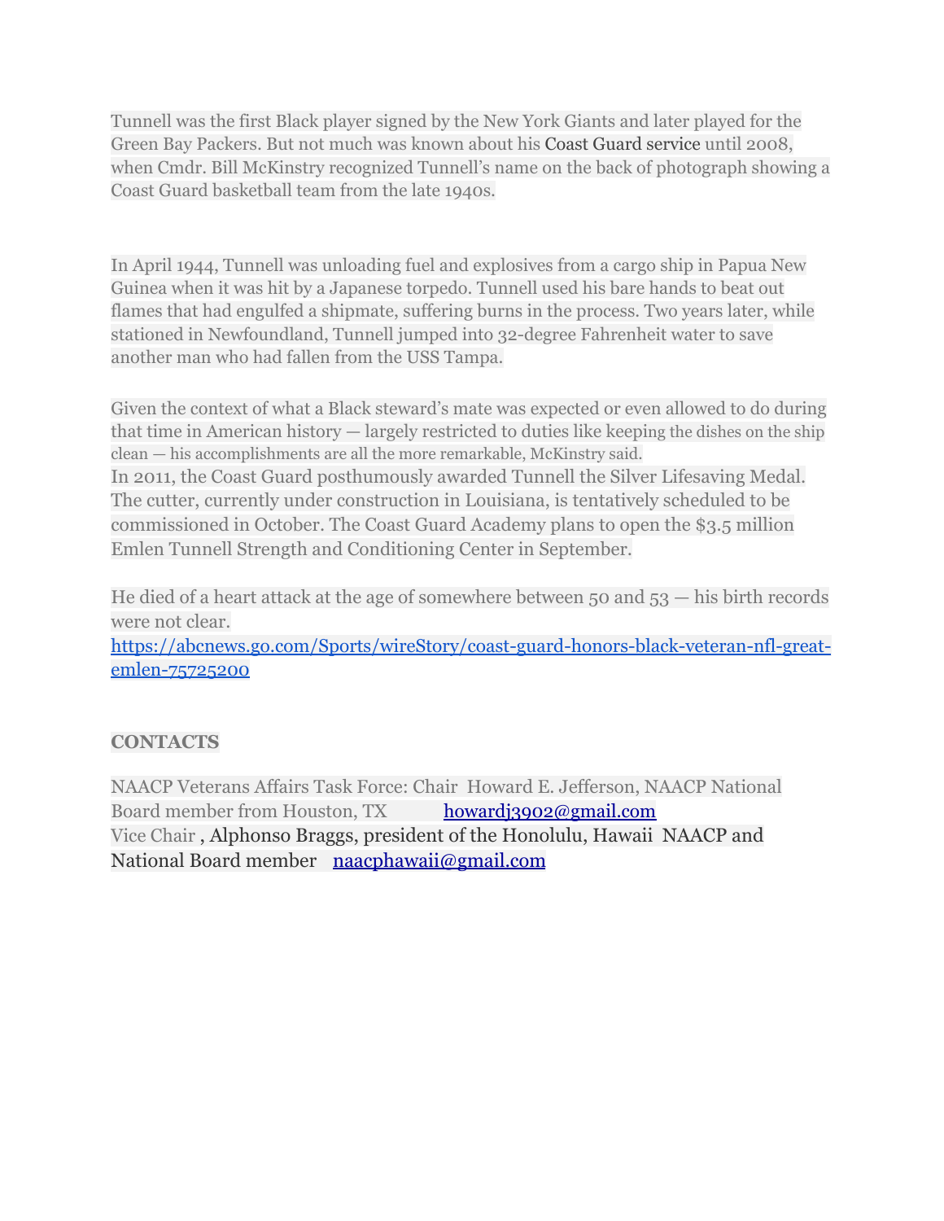Tunnell was the first Black player signed by the New York Giants and later played for the Green Bay Packers. But not much was known about his Coast Guard service until 2008, when Cmdr. Bill McKinstry recognized Tunnell's name on the back of photograph showing a Coast Guard basketball team from the late 1940s.

In April 1944, Tunnell was unloading fuel and explosives from a cargo ship in Papua New Guinea when it was hit by a Japanese torpedo. Tunnell used his bare hands to beat out flames that had engulfed a shipmate, suffering burns in the process. Two years later, while stationed in Newfoundland, Tunnell jumped into 32-degree Fahrenheit water to save another man who had fallen from the USS Tampa.

Given the context of what a Black steward's mate was expected or even allowed to do during that time in American history — largely restricted to duties like keeping the dishes on the ship clean — his accomplishments are all the more remarkable, McKinstry said.
In 2011, the Coast Guard posthumously awarded Tunnell the Silver Lifesaving Medal. The cutter, currently under construction in Louisiana, is tentatively scheduled to be commissioned in October. The Coast Guard Academy plans to open the $3.5 million Emlen Tunnell Strength and Conditioning Center in September.

He died of a heart attack at the age of somewhere between 50 and 53 — his birth records were not clear.
https://abcnews.go.com/Sports/wireStory/coast-guard-honors-black-veteran-nfl-great-emlen-75725200

**CONTACTS**

NAACP Veterans Affairs Task Force: Chair Howard E. Jefferson, NAACP National Board member from Houston, TX howardj3902@gmail.com
Vice Chair , Alphonso Braggs, president of the Honolulu, Hawaii NAACP and National Board member naacphawaii@gmail.com